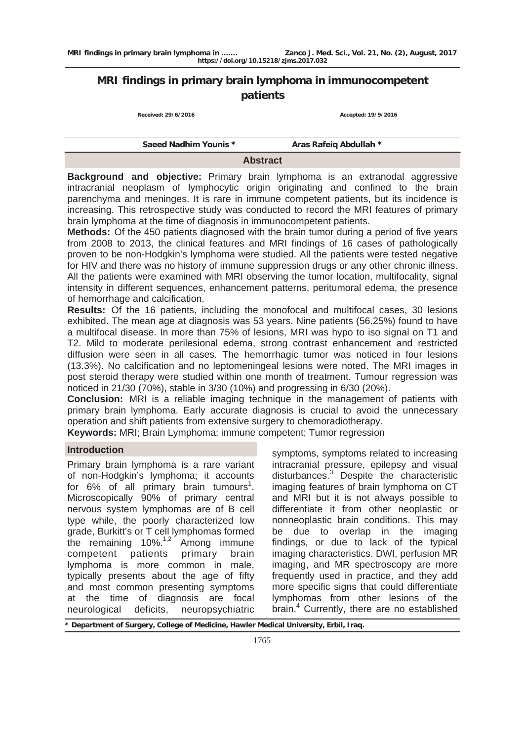# MRI findings in primary brain lymphoma in immunocompetent patients

Received: 29/6/2016 Accepted: 19/9/2016

Saeed Nadhim Younis * Aras Rafeiq Abdullah *

## Abstract

**Background and objective:** Primary brain lymphoma is an extranodal aggressive intracranial neoplasm of lymphocytic origin originating and confined to the brain parenchyma and meninges. It is rare in immune competent patients, but its incidence is increasing. This retrospective study was conducted to record the MRI features of primary brain lymphoma at the time of diagnosis in immunocompetent patients.

**Methods:** Of the 450 patients diagnosed with the brain tumor during a period of five years from 2008 to 2013, the clinical features and MRI findings of 16 cases of pathologically proven to be non-Hodgkin's lymphoma were studied. All the patients were tested negative for HIV and there was no history of immune suppression drugs or any other chronic illness. All the patients were examined with MRI observing the tumor location, multifocality, signal intensity in different sequences, enhancement patterns, peritumoral edema, the presence of hemorrhage and calcification.

**Results:** Of the 16 patients, including the monofocal and multifocal cases, 30 lesions exhibited. The mean age at diagnosis was 53 years. Nine patients (56.25%) found to have a multifocal disease. In more than 75% of lesions, MRI was hypo to iso signal on T1 and T2. Mild to moderate perilesional edema, strong contrast enhancement and restricted diffusion were seen in all cases. The hemorrhagic tumor was noticed in four lesions (13.3%). No calcification and no leptomeningeal lesions were noted. The MRI images in post steroid therapy were studied within one month of treatment. Tumour regression was noticed in 21/30 (70%), stable in 3/30 (10%) and progressing in 6/30 (20%).

**Conclusion:** MRI is a reliable imaging technique in the management of patients with primary brain lymphoma. Early accurate diagnosis is crucial to avoid the unnecessary operation and shift patients from extensive surgery to chemoradiotherapy.

**Keywords:** MRI; Brain Lymphoma; immune competent; Tumor regression

## Introduction

Primary brain lymphoma is a rare variant of non-Hodgkin's lymphoma; it accounts for 6% of all primary brain tumours[1]. Microscopically 90% of primary central nervous system lymphomas are of B cell type while, the poorly characterized low grade, Burkitt's or T cell lymphomas formed the remaining 10%.[1,2] Among immune competent patients primary brain lymphoma is more common in male, typically presents about the age of fifty and most common presenting symptoms at the time of diagnosis are focal neurological deficits, neuropsychiatric symptoms, symptoms related to increasing intracranial pressure, epilepsy and visual disturbances.[3] Despite the characteristic imaging features of brain lymphoma on CT and MRI but it is not always possible to differentiate it from other neoplastic or nonneoplastic brain conditions. This may be due to overlap in the imaging findings, or due to lack of the typical imaging characteristics. DWI, perfusion MR imaging, and MR spectroscopy are more frequently used in practice, and they add more specific signs that could differentiate lymphomas from other lesions of the brain.[4] Currently, there are no established

\* Department of Surgery, College of Medicine, Hawler Medical University, Erbil, Iraq.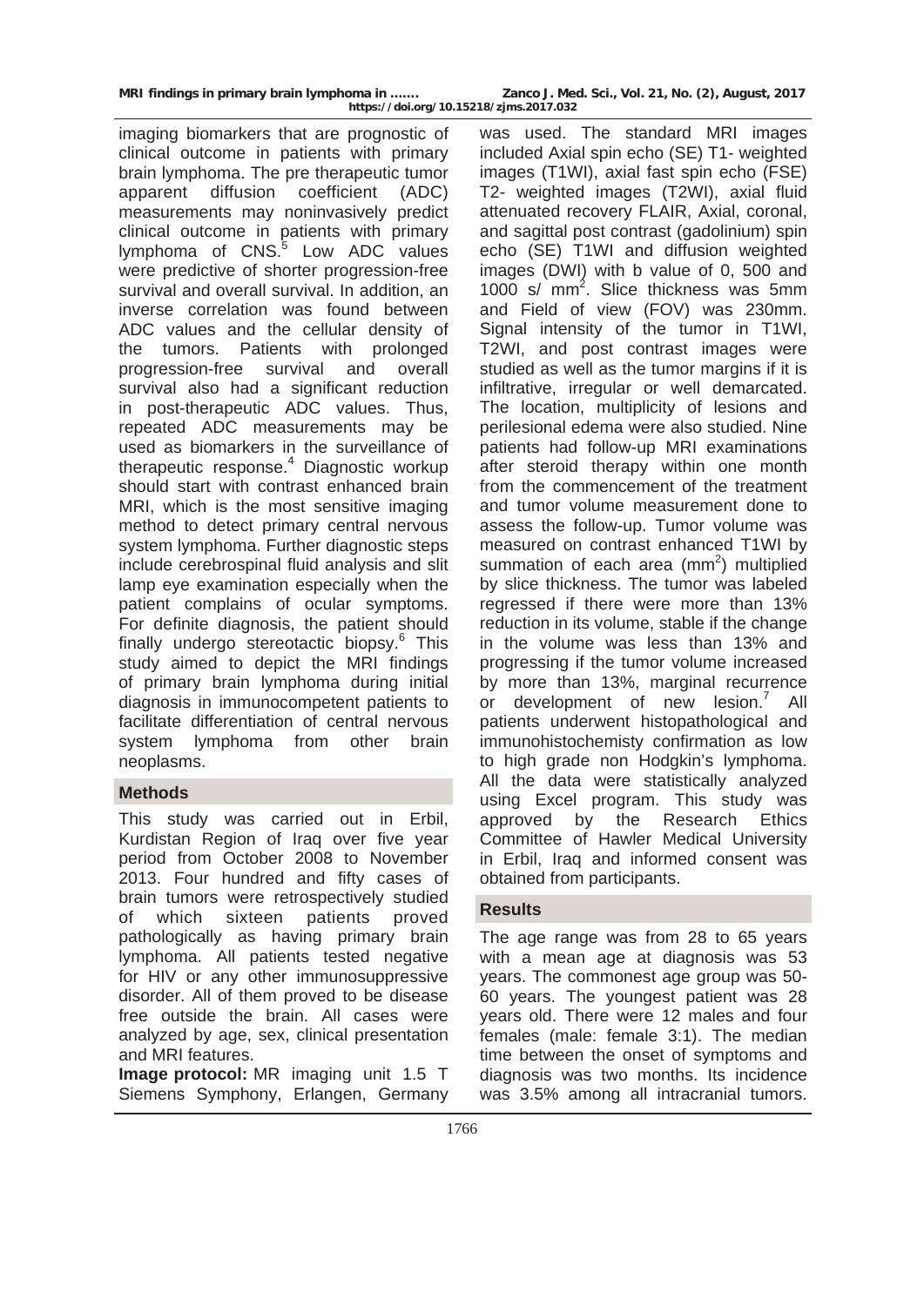imaging biomarkers that are prognostic of clinical outcome in patients with primary brain lymphoma. The pre therapeutic tumor apparent diffusion coefficient (ADC) measurements may noninvasively predict clinical outcome in patients with primary lymphoma of CNS.[5] Low ADC values were predictive of shorter progression-free survival and overall survival. In addition, an inverse correlation was found between ADC values and the cellular density of the tumors. Patients with prolonged progression-free survival and overall survival also had a significant reduction in post-therapeutic ADC values. Thus, repeated ADC measurements may be used as biomarkers in the surveillance of therapeutic response.[4] Diagnostic workup should start with contrast enhanced brain MRI, which is the most sensitive imaging method to detect primary central nervous system lymphoma. Further diagnostic steps include cerebrospinal fluid analysis and slit lamp eye examination especially when the patient complains of ocular symptoms. For definite diagnosis, the patient should finally undergo stereotactic biopsy.[6] This study aimed to depict the MRI findings of primary brain lymphoma during initial diagnosis in immunocompetent patients to facilitate differentiation of central nervous system lymphoma from other brain neoplasms.

## Methods

This study was carried out in Erbil, Kurdistan Region of Iraq over five year period from October 2008 to November 2013. Four hundred and fifty cases of brain tumors were retrospectively studied of which sixteen patients proved pathologically as having primary brain lymphoma. All patients tested negative for HIV or any other immunosuppressive disorder. All of them proved to be disease free outside the brain. All cases were analyzed by age, sex, clinical presentation and MRI features.

**Image protocol:** MR imaging unit 1.5 T Siemens Symphony, Erlangen, Germany was used. The standard MRI images included Axial spin echo (SE) T1- weighted images (T1WI), axial fast spin echo (FSE) T2- weighted images (T2WI), axial fluid attenuated recovery FLAIR, Axial, coronal, and sagittal post contrast (gadolinium) spin echo (SE) T1WI and diffusion weighted images (DWI) with b value of 0, 500 and 1000 s/ $mm^2$. Slice thickness was 5mm and Field of view (FOV) was 230mm. Signal intensity of the tumor in T1WI, T2WI, and post contrast images were studied as well as the tumor margins if it is infiltrative, irregular or well demarcated. The location, multiplicity of lesions and perilesional edema were also studied. Nine patients had follow-up MRI examinations after steroid therapy within one month from the commencement of the treatment and tumor volume measurement done to assess the follow-up. Tumor volume was measured on contrast enhanced T1WI by summation of each area ($mm^2$) multiplied by slice thickness. The tumor was labeled regressed if there were more than 13% reduction in its volume, stable if the change in the volume was less than 13% and progressing if the tumor volume increased by more than 13%, marginal recurrence or development of new lesion.[7] All patients underwent histopathological and immunohistochemisty confirmation as low to high grade non Hodgkin's lymphoma. All the data were statistically analyzed using Excel program. This study was approved by the Research Ethics Committee of Hawler Medical University in Erbil, Iraq and informed consent was obtained from participants.

## Results

The age range was from 28 to 65 years with a mean age at diagnosis was 53 years. The commonest age group was 50-60 years. The youngest patient was 28 years old. There were 12 males and four females (male: female 3:1). The median time between the onset of symptoms and diagnosis was two months. Its incidence was 3.5% among all intracranial tumors.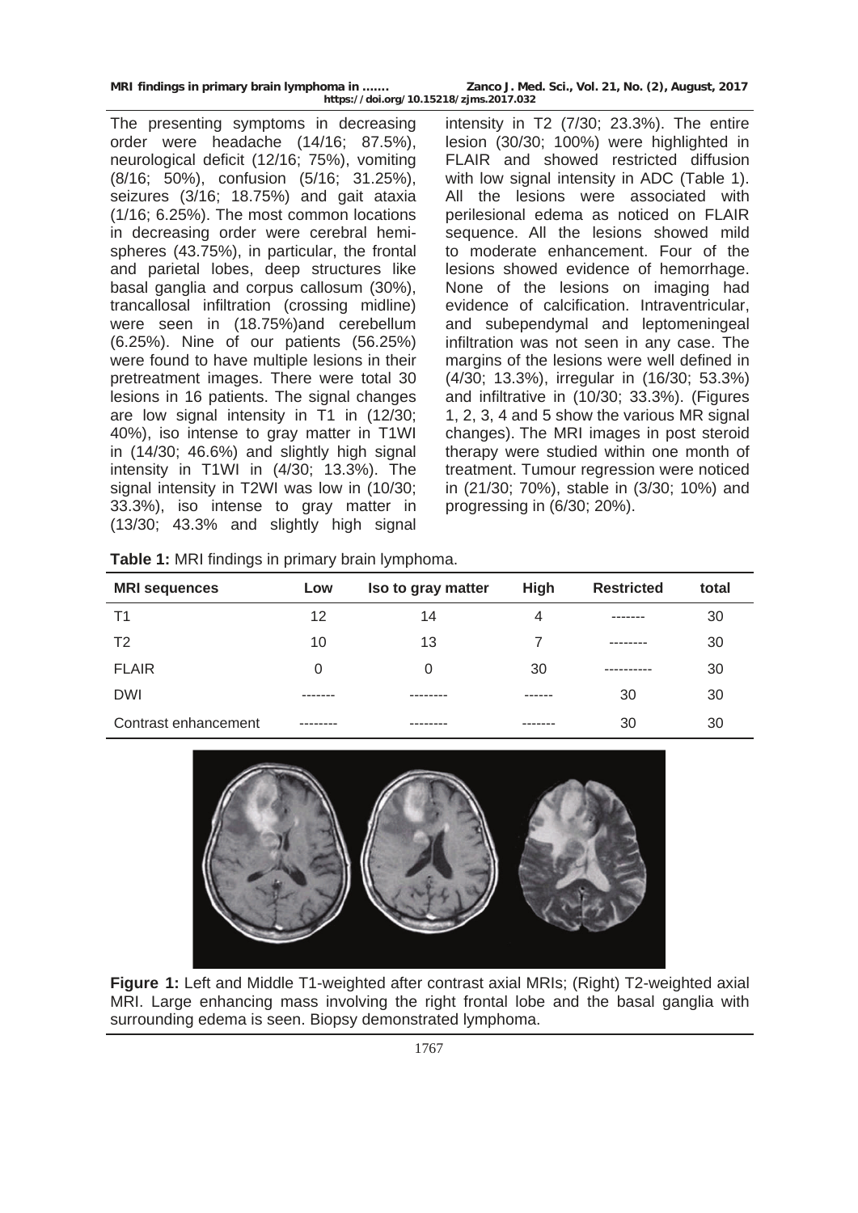The presenting symptoms in decreasing order were headache (14/16; 87.5%), neurological deficit (12/16; 75%), vomiting (8/16; 50%), confusion (5/16; 31.25%), seizures (3/16; 18.75%) and gait ataxia (1/16; 6.25%). The most common locations in decreasing order were cerebral hemispheres (43.75%), in particular, the frontal and parietal lobes, deep structures like basal ganglia and corpus callosum (30%), trancallosal infiltration (crossing midline) were seen in (18.75%)and cerebellum (6.25%). Nine of our patients (56.25%) were found to have multiple lesions in their pretreatment images. There were total 30 lesions in 16 patients. The signal changes are low signal intensity in T1 in (12/30; 40%), iso intense to gray matter in T1WI in (14/30; 46.6%) and slightly high signal intensity in T1WI in (4/30; 13.3%). The signal intensity in T2WI was low in (10/30; 33.3%), iso intense to gray matter in (13/30; 43.3% and slightly high signal intensity in T2 (7/30; 23.3%). The entire lesion (30/30; 100%) were highlighted in FLAIR and showed restricted diffusion with low signal intensity in ADC (Table 1). All the lesions were associated with perilesional edema as noticed on FLAIR sequence. All the lesions showed mild to moderate enhancement. Four of the lesions showed evidence of hemorrhage. None of the lesions on imaging had evidence of calcification. Intraventricular, and subependymal and leptomeningeal infiltration was not seen in any case. The margins of the lesions were well defined in (4/30; 13.3%), irregular in (16/30; 53.3%) and infiltrative in (10/30; 33.3%). (Figures 1, 2, 3, 4 and 5 show the various MR signal changes). The MRI images in post steroid therapy were studied within one month of treatment. Tumour regression were noticed in (21/30; 70%), stable in (3/30; 10%) and progressing in (6/30; 20%).

**Table 1:** MRI findings in primary brain lymphoma.

| MRI sequences | Low | Iso to gray matter | High | Restricted | total |
|---|---|---|---|---|---|
| T1 | 12 | 14 | 4 | ------- | 30 |
| T2 | 10 | 13 | 7 | -------- | 30 |
| FLAIR | 0 | 0 | 30 | ---------- | 30 |
| DWI | ------- | -------- | ------ | 30 | 30 |
| Contrast enhancement | -------- | -------- | ------- | 30 | 30 |

**Figure 1:** Left and Middle T1-weighted after contrast axial MRIs; (Right) T2-weighted axial MRI. Large enhancing mass involving the right frontal lobe and the basal ganglia with surrounding edema is seen. Biopsy demonstrated lymphoma.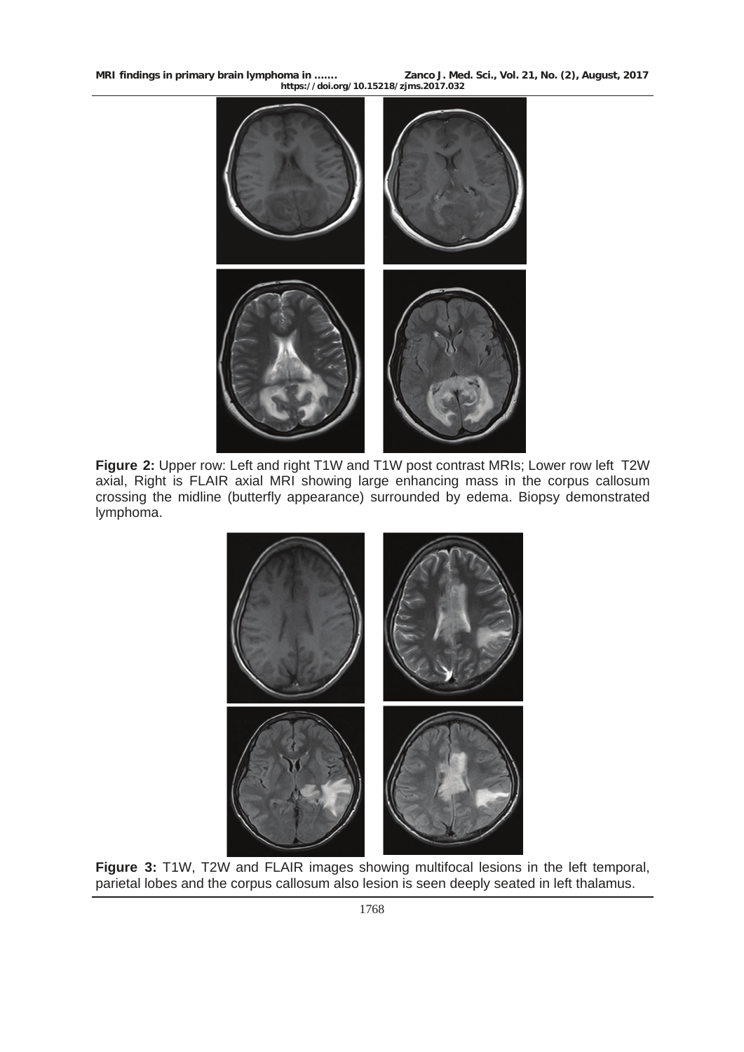**Figure 2:** Upper row: Left and right T1W and T1W post contrast MRIs; Lower row left T2W axial, Right is FLAIR axial MRI showing large enhancing mass in the corpus callosum crossing the midline (butterfly appearance) surrounded by edema. Biopsy demonstrated lymphoma.

**Figure 3:** T1W, T2W and FLAIR images showing multifocal lesions in the left temporal, parietal lobes and the corpus callosum also lesion is seen deeply seated in left thalamus.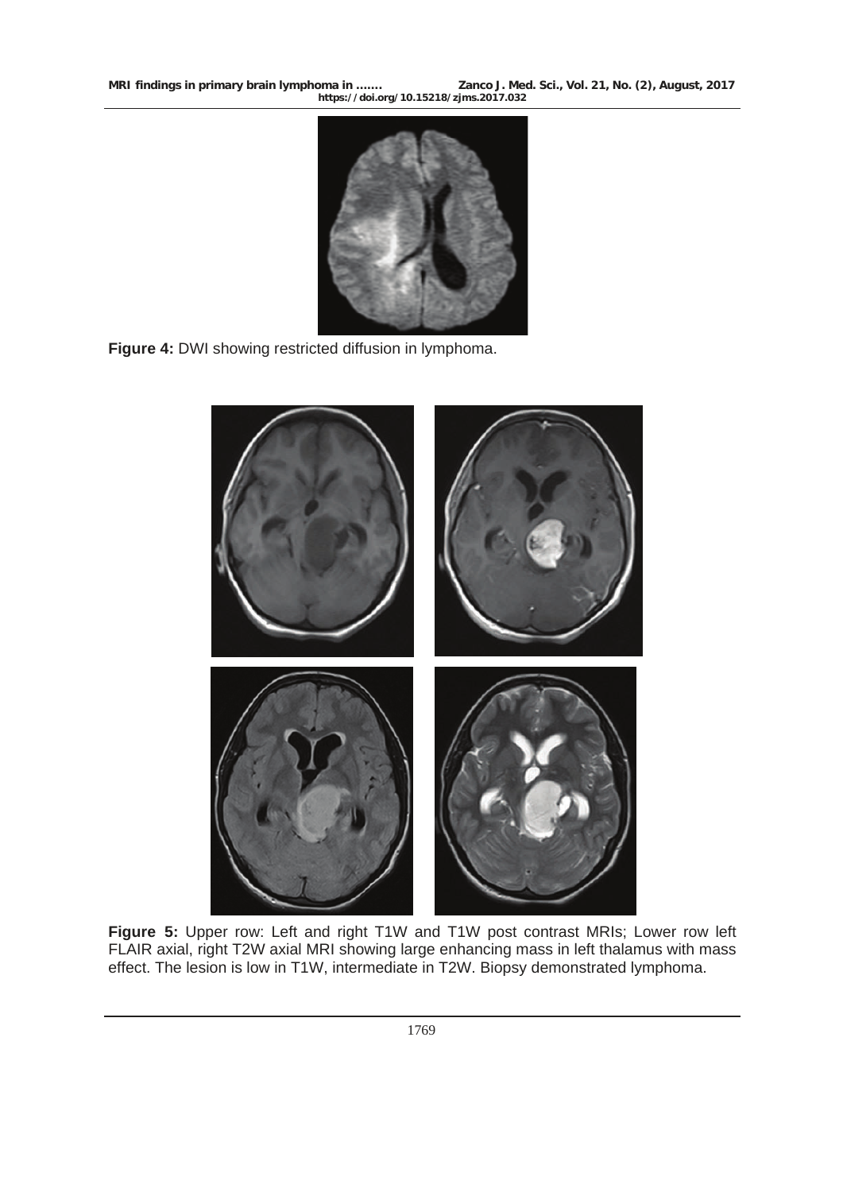**Figure 4:** DWI showing restricted diffusion in lymphoma.

**Figure 5:** Upper row: Left and right T1W and T1W post contrast MRIs; Lower row left FLAIR axial, right T2W axial MRI showing large enhancing mass in left thalamus with mass effect. The lesion is low in T1W, intermediate in T2W. Biopsy demonstrated lymphoma.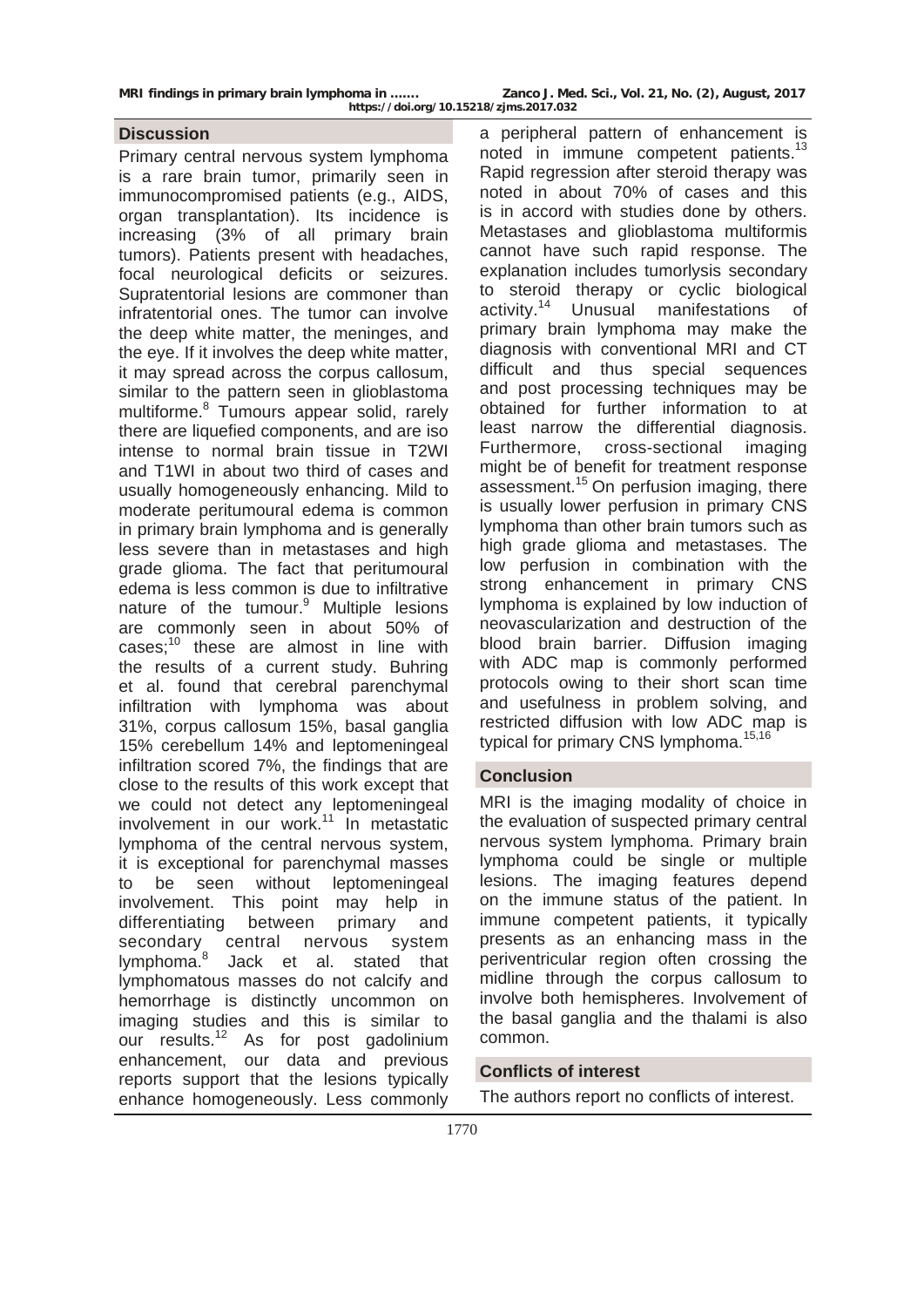## Discussion

Primary central nervous system lymphoma is a rare brain tumor, primarily seen in immunocompromised patients (e.g., AIDS, organ transplantation). Its incidence is increasing (3% of all primary brain tumors). Patients present with headaches, focal neurological deficits or seizures. Supratentorial lesions are commoner than infratentorial ones. The tumor can involve the deep white matter, the meninges, and the eye. If it involves the deep white matter, it may spread across the corpus callosum, similar to the pattern seen in glioblastoma multiforme.[8] Tumours appear solid, rarely there are liquefied components, and are iso intense to normal brain tissue in T2WI and T1WI in about two third of cases and usually homogeneously enhancing. Mild to moderate peritumoural edema is common in primary brain lymphoma and is generally less severe than in metastases and high grade glioma. The fact that peritumoural edema is less common is due to infiltrative nature of the tumour.[9] Multiple lesions are commonly seen in about 50% of cases;[10] these are almost in line with the results of a current study. Buhring et al. found that cerebral parenchymal infiltration with lymphoma was about 31%, corpus callosum 15%, basal ganglia 15% cerebellum 14% and leptomeningeal infiltration scored 7%, the findings that are close to the results of this work except that we could not detect any leptomeningeal involvement in our work.[11] In metastatic lymphoma of the central nervous system, it is exceptional for parenchymal masses to be seen without leptomeningeal involvement. This point may help in differentiating between primary and secondary central nervous system lymphoma.[8] Jack et al. stated that lymphomatous masses do not calcify and hemorrhage is distinctly uncommon on imaging studies and this is similar to our results.[12] As for post gadolinium enhancement, our data and previous reports support that the lesions typically enhance homogeneously. Less commonly a peripheral pattern of enhancement is noted in immune competent patients.[13] Rapid regression after steroid therapy was noted in about 70% of cases and this is in accord with studies done by others. Metastases and glioblastoma multiformis cannot have such rapid response. The explanation includes tumorlysis secondary to steroid therapy or cyclic biological activity.[14] Unusual manifestations of primary brain lymphoma may make the diagnosis with conventional MRI and CT difficult and thus special sequences and post processing techniques may be obtained for further information to at least narrow the differential diagnosis. Furthermore, cross-sectional imaging might be of benefit for treatment response assessment.[15] On perfusion imaging, there is usually lower perfusion in primary CNS lymphoma than other brain tumors such as high grade glioma and metastases. The low perfusion in combination with the strong enhancement in primary CNS lymphoma is explained by low induction of neovascularization and destruction of the blood brain barrier. Diffusion imaging with ADC map is commonly performed protocols owing to their short scan time and usefulness in problem solving, and restricted diffusion with low ADC map is typical for primary CNS lymphoma.[15,16]

## Conclusion

MRI is the imaging modality of choice in the evaluation of suspected primary central nervous system lymphoma. Primary brain lymphoma could be single or multiple lesions. The imaging features depend on the immune status of the patient. In immune competent patients, it typically presents as an enhancing mass in the periventricular region often crossing the midline through the corpus callosum to involve both hemispheres. Involvement of the basal ganglia and the thalami is also common.

## Conflicts of interest

The authors report no conflicts of interest.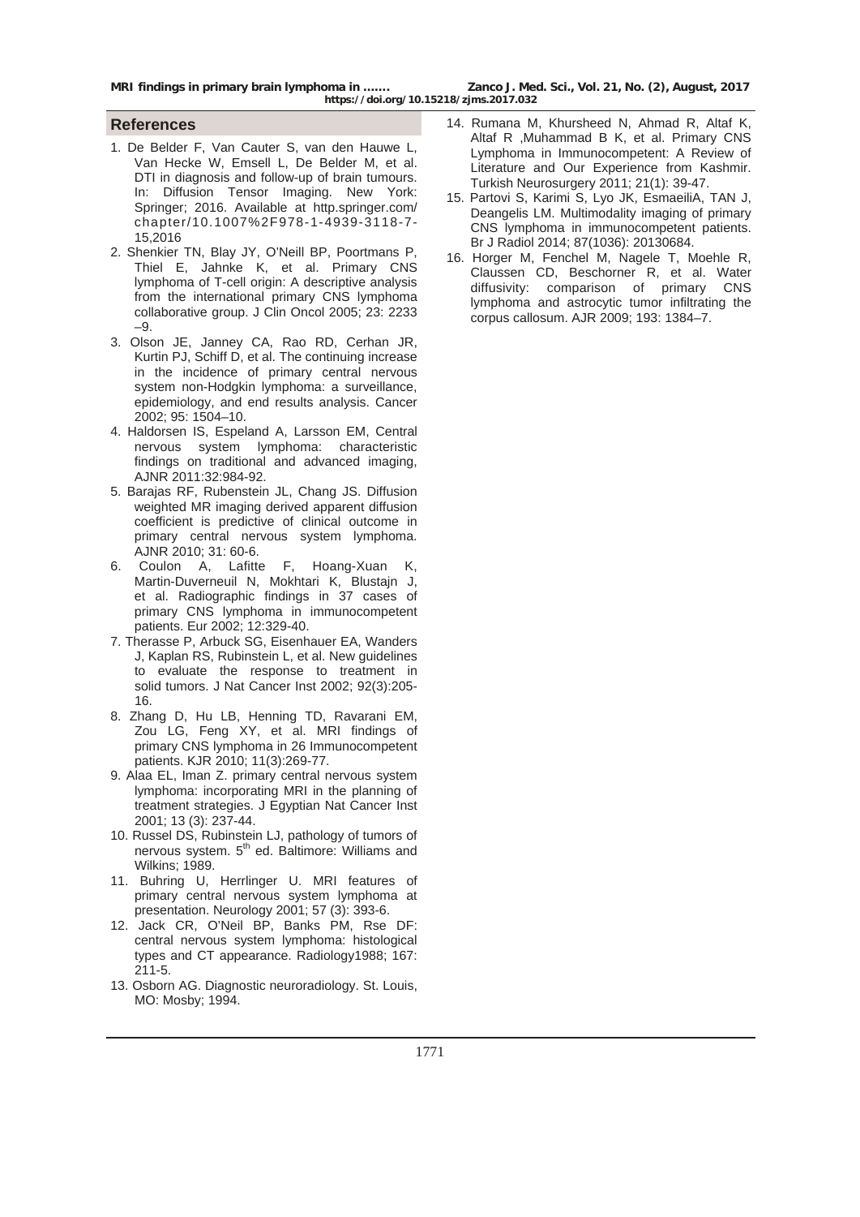## References

1. De Belder F, Van Cauter S, van den Hauwe L, Van Hecke W, Emsell L, De Belder M, et al. DTI in diagnosis and follow-up of brain tumours. In: Diffusion Tensor Imaging. New York: Springer; 2016. Available at http.springer.com/chapter/10.1007%2F978-1-4939-3118-7-15,2016
2. Shenkier TN, Blay JY, O'Neill BP, Poortmans P, Thiel E, Jahnke K, et al. Primary CNS lymphoma of T-cell origin: A descriptive analysis from the international primary CNS lymphoma collaborative group. J Clin Oncol 2005; 23: 2233–9.
3. Olson JE, Janney CA, Rao RD, Cerhan JR, Kurtin PJ, Schiff D, et al. The continuing increase in the incidence of primary central nervous system non-Hodgkin lymphoma: a surveillance, epidemiology, and end results analysis. Cancer 2002; 95: 1504–10.
4. Haldorsen IS, Espeland A, Larsson EM, Central nervous system lymphoma: characteristic findings on traditional and advanced imaging, AJNR 2011:32:984-92.
5. Barajas RF, Rubenstein JL, Chang JS. Diffusion weighted MR imaging derived apparent diffusion coefficient is predictive of clinical outcome in primary central nervous system lymphoma. AJNR 2010; 31: 60-6.
6. Coulon A, Lafitte F, Hoang-Xuan K, Martin-Duverneuil N, Mokhtari K, Blustajn J, et al. Radiographic findings in 37 cases of primary CNS lymphoma in immunocompetent patients. Eur 2002; 12:329-40.
7. Therasse P, Arbuck SG, Eisenhauer EA, Wanders J, Kaplan RS, Rubinstein L, et al. New guidelines to evaluate the response to treatment in solid tumors. J Nat Cancer Inst 2002; 92(3):205-16.
8. Zhang D, Hu LB, Henning TD, Ravarani EM, Zou LG, Feng XY, et al. MRI findings of primary CNS lymphoma in 26 Immunocompetent patients. KJR 2010; 11(3):269-77.
9. Alaa EL, Iman Z. primary central nervous system lymphoma: incorporating MRI in the planning of treatment strategies. J Egyptian Nat Cancer Inst 2001; 13 (3): 237-44.
10. Russel DS, Rubinstein LJ, pathology of tumors of nervous system. 5th ed. Baltimore: Williams and Wilkins; 1989.
11. Buhring U, Herrlinger U. MRI features of primary central nervous system lymphoma at presentation. Neurology 2001; 57 (3): 393-6.
12. Jack CR, O'Neil BP, Banks PM, Rse DF: central nervous system lymphoma: histological types and CT appearance. Radiology1988; 167: 211-5.
13. Osborn AG. Diagnostic neuroradiology. St. Louis, MO: Mosby; 1994.
14. Rumana M, Khursheed N, Ahmad R, Altaf K, Altaf R ,Muhammad B K, et al. Primary CNS Lymphoma in Immunocompetent: A Review of Literature and Our Experience from Kashmir. Turkish Neurosurgery 2011; 21(1): 39-47.
15. Partovi S, Karimi S, Lyo JK, EsmaeiliA, TAN J, Deangelis LM. Multimodality imaging of primary CNS lymphoma in immunocompetent patients. Br J Radiol 2014; 87(1036): 20130684.
16. Horger M, Fenchel M, Nagele T, Moehle R, Claussen CD, Beschorner R, et al. Water diffusivity: comparison of primary CNS lymphoma and astrocytic tumor infiltrating the corpus callosum. AJR 2009; 193: 1384–7.